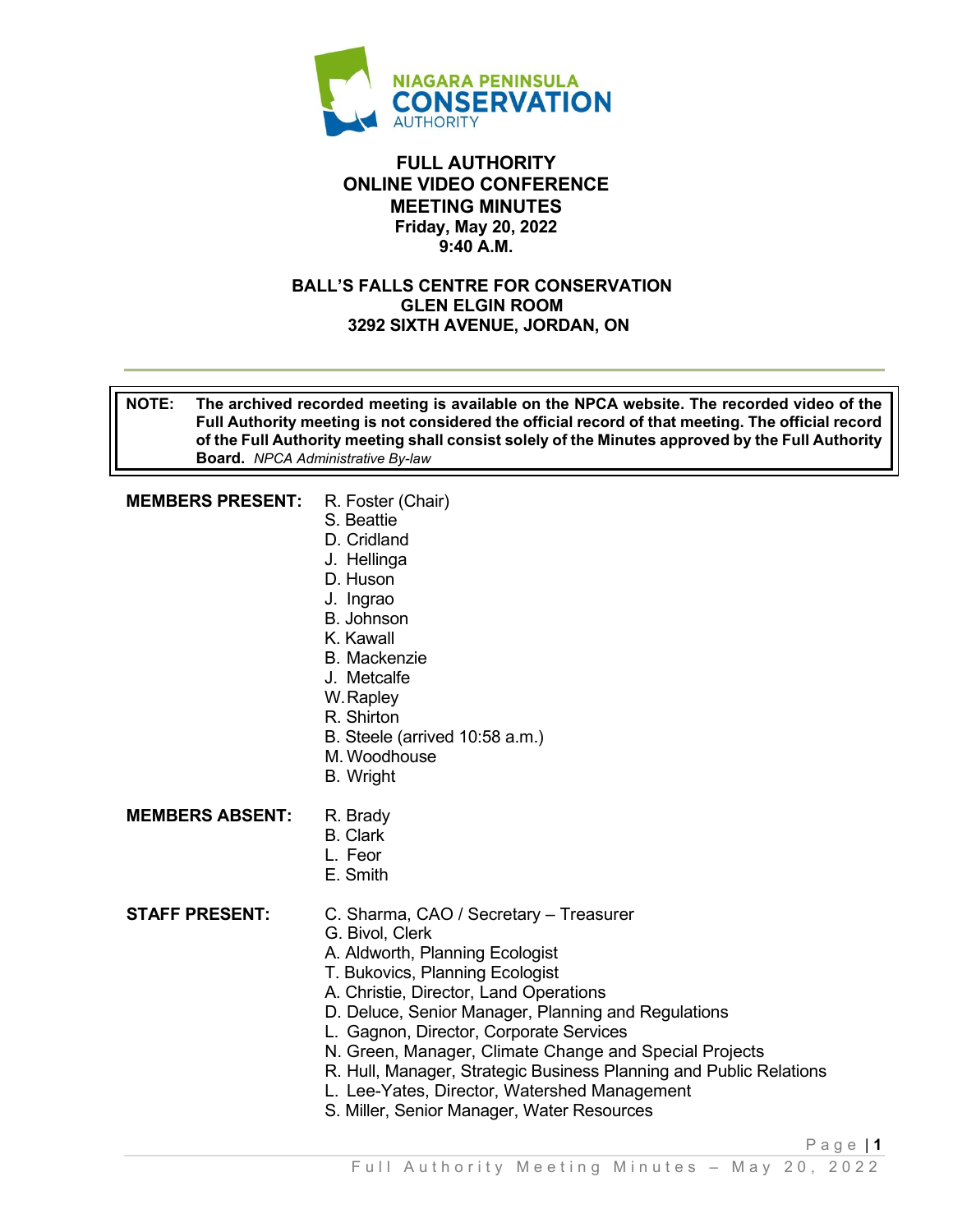NIAGARA PENINSULA CONSERVATION AUTHORITY

# FULL AUTHORITY
# ONLINE VIDEO CONFERENCE
# MEETING MINUTES

**Friday, May 20, 2022**
**9:40 A.M.**

**BALL'S FALLS CENTRE FOR CONSERVATION**
**GLEN ELGIN ROOM**
**3292 SIXTH AVENUE, JORDAN, ON**

---

> **NOTE: The archived recorded meeting is available on the NPCA website. The recorded video of the Full Authority meeting is not considered the official record of that meeting. The official record of the Full Authority meeting shall consist solely of the Minutes approved by the Full Authority Board.** *NPCA Administrative By-law*

**MEMBERS PRESENT:**
R. Foster (Chair)
S. Beattie
D. Cridland
J. Hellinga
D. Huson
J. Ingrao
B. Johnson
K. Kawall
B. Mackenzie
J. Metcalfe
W. Rapley
R. Shirton
B. Steele (arrived 10:58 a.m.)
M. Woodhouse
B. Wright

**MEMBERS ABSENT:**
R. Brady
B. Clark
L. Feor
E. Smith

**STAFF PRESENT:**
C. Sharma, CAO / Secretary – Treasurer
G. Bivol, Clerk
A. Aldworth, Planning Ecologist
T. Bukovics, Planning Ecologist
A. Christie, Director, Land Operations
D. Deluce, Senior Manager, Planning and Regulations
L. Gagnon, Director, Corporate Services
N. Green, Manager, Climate Change and Special Projects
R. Hull, Manager, Strategic Business Planning and Public Relations
L. Lee-Yates, Director, Watershed Management
S. Miller, Senior Manager, Water Resources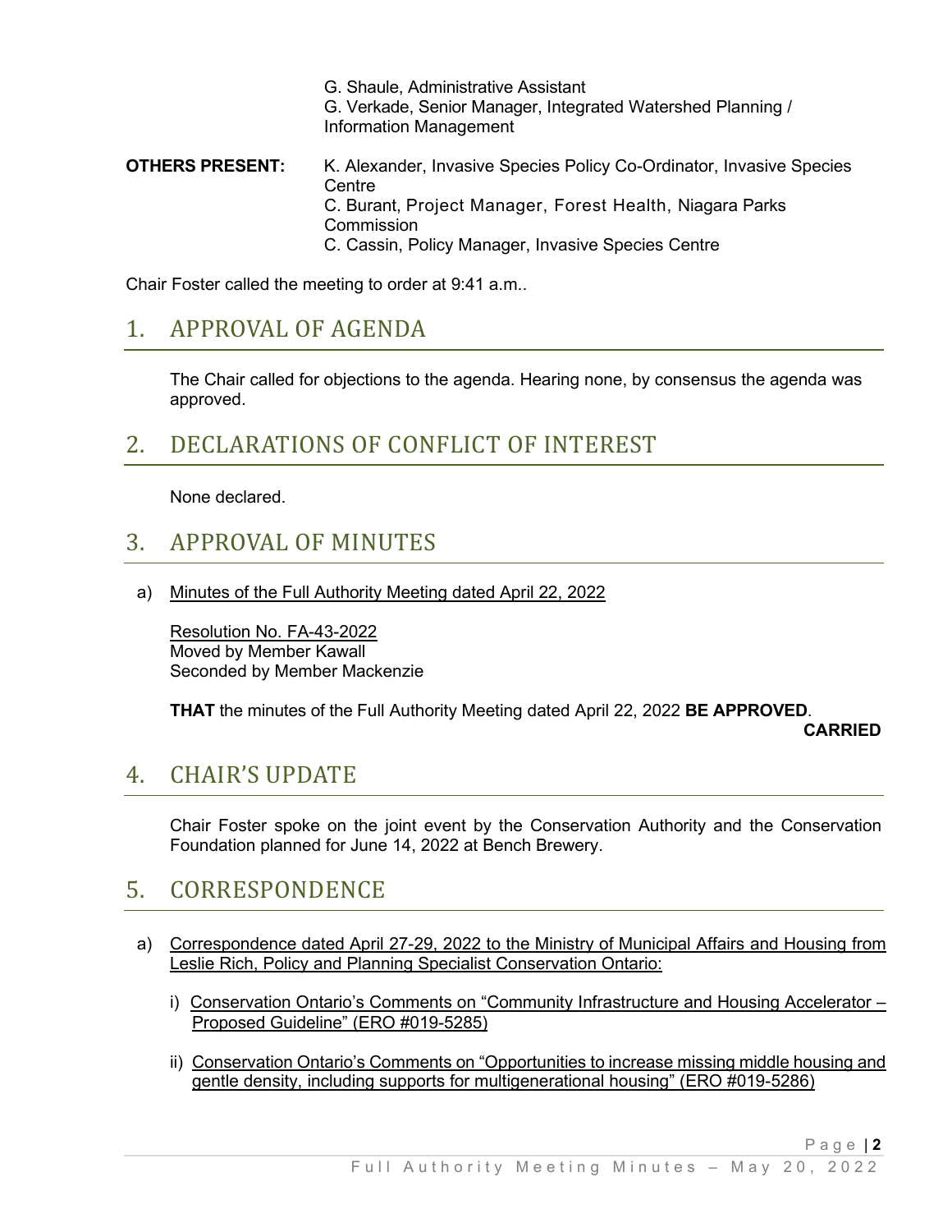G. Shaule, Administrative Assistant
G. Verkade, Senior Manager, Integrated Watershed Planning / Information Management

**OTHERS PRESENT:** K. Alexander, Invasive Species Policy Co-Ordinator, Invasive Species Centre
C. Burant, Project Manager, Forest Health, Niagara Parks Commission
C. Cassin, Policy Manager, Invasive Species Centre

Chair Foster called the meeting to order at 9:41 a.m..

# 1. APPROVAL OF AGENDA

The Chair called for objections to the agenda. Hearing none, by consensus the agenda was approved.

# 2. DECLARATIONS OF CONFLICT OF INTEREST

None declared.

# 3. APPROVAL OF MINUTES

a) Minutes of the Full Authority Meeting dated April 22, 2022

Resolution No. FA-43-2022
Moved by Member Kawall
Seconded by Member Mackenzie

**THAT** the minutes of the Full Authority Meeting dated April 22, 2022 **BE APPROVED**.

**CARRIED**

# 4. CHAIR'S UPDATE

Chair Foster spoke on the joint event by the Conservation Authority and the Conservation Foundation planned for June 14, 2022 at Bench Brewery.

# 5. CORRESPONDENCE

a) Correspondence dated April 27-29, 2022 to the Ministry of Municipal Affairs and Housing from Leslie Rich, Policy and Planning Specialist Conservation Ontario:

i) Conservation Ontario's Comments on "Community Infrastructure and Housing Accelerator – Proposed Guideline" (ERO #019-5285)

ii) Conservation Ontario's Comments on "Opportunities to increase missing middle housing and gentle density, including supports for multigenerational housing" (ERO #019-5286)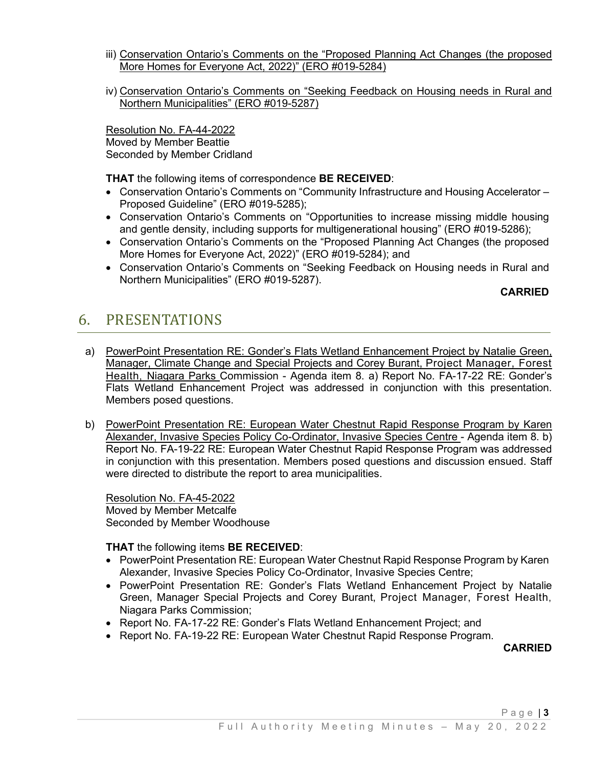iii) Conservation Ontario's Comments on the "Proposed Planning Act Changes (the proposed More Homes for Everyone Act, 2022)" (ERO #019-5284)

iv) Conservation Ontario's Comments on "Seeking Feedback on Housing needs in Rural and Northern Municipalities" (ERO #019-5287)

Resolution No. FA-44-2022
Moved by Member Beattie
Seconded by Member Cridland

**THAT** the following items of correspondence **BE RECEIVED**:

- Conservation Ontario's Comments on "Community Infrastructure and Housing Accelerator – Proposed Guideline" (ERO #019-5285);
- Conservation Ontario's Comments on "Opportunities to increase missing middle housing and gentle density, including supports for multigenerational housing" (ERO #019-5286);
- Conservation Ontario's Comments on the "Proposed Planning Act Changes (the proposed More Homes for Everyone Act, 2022)" (ERO #019-5284); and
- Conservation Ontario's Comments on "Seeking Feedback on Housing needs in Rural and Northern Municipalities" (ERO #019-5287).

**CARRIED**

## 6. PRESENTATIONS

a) PowerPoint Presentation RE: Gonder's Flats Wetland Enhancement Project by Natalie Green, Manager, Climate Change and Special Projects and Corey Burant, Project Manager, Forest Health, Niagara Parks Commission - Agenda item 8. a) Report No. FA-17-22 RE: Gonder's Flats Wetland Enhancement Project was addressed in conjunction with this presentation. Members posed questions.

b) PowerPoint Presentation RE: European Water Chestnut Rapid Response Program by Karen Alexander, Invasive Species Policy Co-Ordinator, Invasive Species Centre - Agenda item 8. b) Report No. FA-19-22 RE: European Water Chestnut Rapid Response Program was addressed in conjunction with this presentation. Members posed questions and discussion ensued. Staff were directed to distribute the report to area municipalities.

Resolution No. FA-45-2022
Moved by Member Metcalfe
Seconded by Member Woodhouse

**THAT** the following items **BE RECEIVED**:

- PowerPoint Presentation RE: European Water Chestnut Rapid Response Program by Karen Alexander, Invasive Species Policy Co-Ordinator, Invasive Species Centre;
- PowerPoint Presentation RE: Gonder's Flats Wetland Enhancement Project by Natalie Green, Manager Special Projects and Corey Burant, Project Manager, Forest Health, Niagara Parks Commission;
- Report No. FA-17-22 RE: Gonder's Flats Wetland Enhancement Project; and
- Report No. FA-19-22 RE: European Water Chestnut Rapid Response Program.

**CARRIED**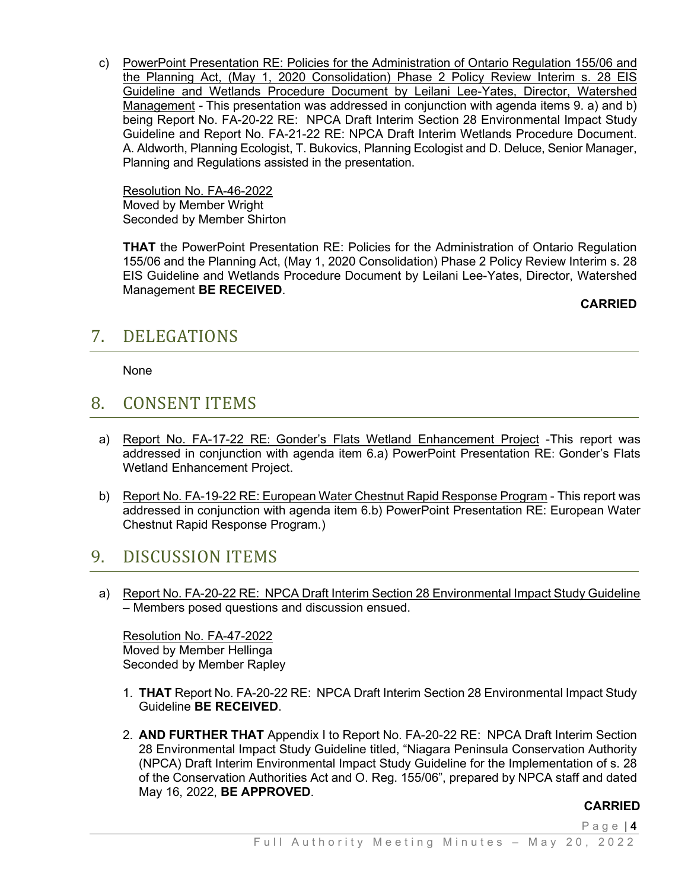c) <u>PowerPoint Presentation RE: Policies for the Administration of Ontario Regulation 155/06 and the Planning Act, (May 1, 2020 Consolidation) Phase 2 Policy Review Interim s. 28 EIS Guideline and Wetlands Procedure Document by Leilani Lee-Yates, Director, Watershed Management</u> - This presentation was addressed in conjunction with agenda items 9. a) and b) being Report No. FA-20-22 RE: NPCA Draft Interim Section 28 Environmental Impact Study Guideline and Report No. FA-21-22 RE: NPCA Draft Interim Wetlands Procedure Document. A. Aldworth, Planning Ecologist, T. Bukovics, Planning Ecologist and D. Deluce, Senior Manager, Planning and Regulations assisted in the presentation.

<u>Resolution No. FA-46-2022</u>
Moved by Member Wright
Seconded by Member Shirton

**THAT** the PowerPoint Presentation RE: Policies for the Administration of Ontario Regulation 155/06 and the Planning Act, (May 1, 2020 Consolidation) Phase 2 Policy Review Interim s. 28 EIS Guideline and Wetlands Procedure Document by Leilani Lee-Yates, Director, Watershed Management **BE RECEIVED**.

**CARRIED**

## 7. DELEGATIONS

None

## 8. CONSENT ITEMS

a) <u>Report No. FA-17-22 RE: Gonder's Flats Wetland Enhancement Project</u> -This report was addressed in conjunction with agenda item 6.a) PowerPoint Presentation RE: Gonder's Flats Wetland Enhancement Project.

b) <u>Report No. FA-19-22 RE: European Water Chestnut Rapid Response Program</u> - This report was addressed in conjunction with agenda item 6.b) PowerPoint Presentation RE: European Water Chestnut Rapid Response Program.)

## 9. DISCUSSION ITEMS

a) <u>Report No. FA-20-22 RE: NPCA Draft Interim Section 28 Environmental Impact Study Guideline</u> – Members posed questions and discussion ensued.

<u>Resolution No. FA-47-2022</u>
Moved by Member Hellinga
Seconded by Member Rapley

1. **THAT** Report No. FA-20-22 RE: NPCA Draft Interim Section 28 Environmental Impact Study Guideline **BE RECEIVED**.

2. **AND FURTHER THAT** Appendix I to Report No. FA-20-22 RE: NPCA Draft Interim Section 28 Environmental Impact Study Guideline titled, "Niagara Peninsula Conservation Authority (NPCA) Draft Interim Environmental Impact Study Guideline for the Implementation of s. 28 of the Conservation Authorities Act and O. Reg. 155/06", prepared by NPCA staff and dated May 16, 2022, **BE APPROVED**.

**CARRIED**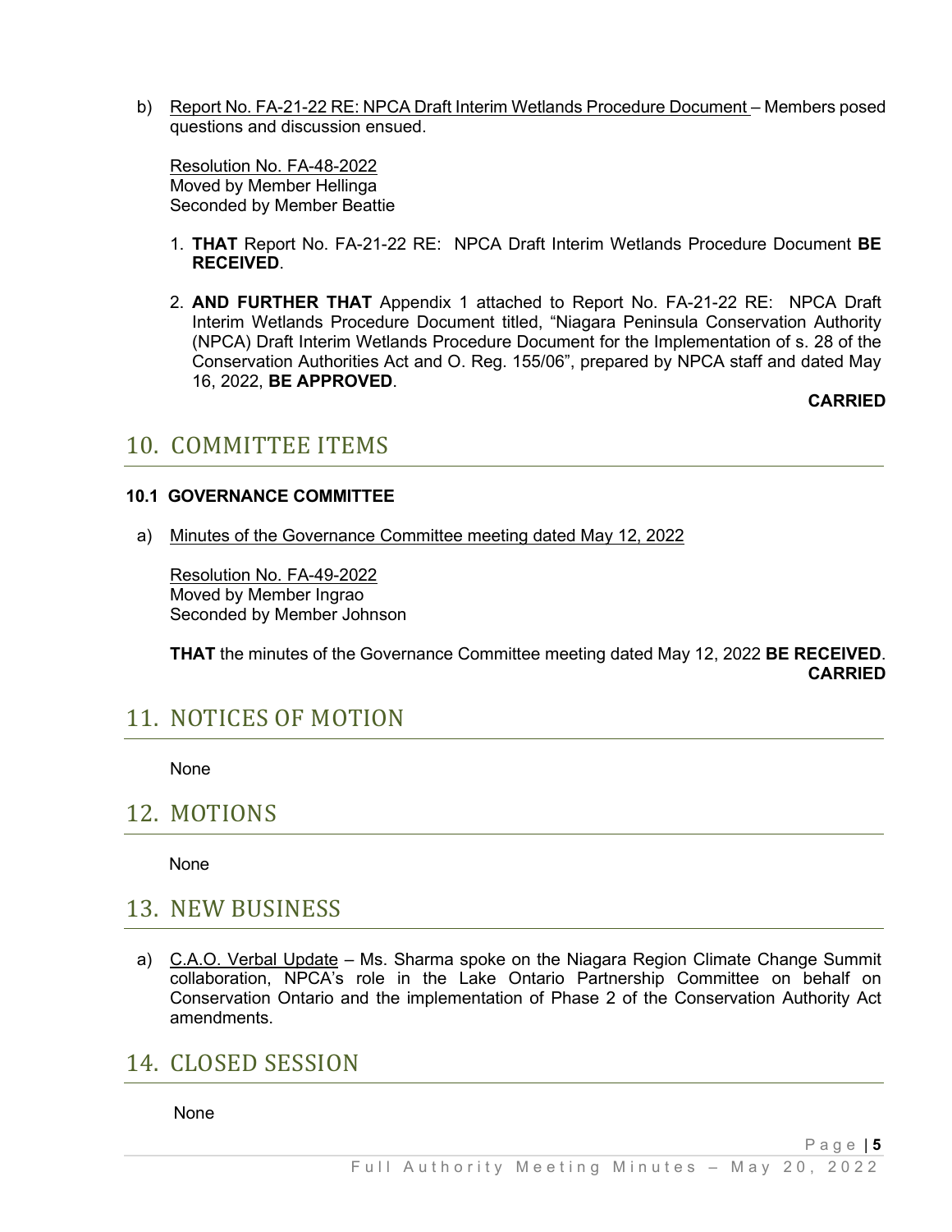b) Report No. FA-21-22 RE: NPCA Draft Interim Wetlands Procedure Document – Members posed questions and discussion ensued.

Resolution No. FA-48-2022
Moved by Member Hellinga
Seconded by Member Beattie

1. **THAT** Report No. FA-21-22 RE: NPCA Draft Interim Wetlands Procedure Document **BE RECEIVED**.

2. **AND FURTHER THAT** Appendix 1 attached to Report No. FA-21-22 RE: NPCA Draft Interim Wetlands Procedure Document titled, "Niagara Peninsula Conservation Authority (NPCA) Draft Interim Wetlands Procedure Document for the Implementation of s. 28 of the Conservation Authorities Act and O. Reg. 155/06", prepared by NPCA staff and dated May 16, 2022, **BE APPROVED**.

**CARRIED**

## 10. COMMITTEE ITEMS

### 10.1 GOVERNANCE COMMITTEE

a) Minutes of the Governance Committee meeting dated May 12, 2022

Resolution No. FA-49-2022
Moved by Member Ingrao
Seconded by Member Johnson

**THAT** the minutes of the Governance Committee meeting dated May 12, 2022 **BE RECEIVED**.

**CARRIED**

## 11. NOTICES OF MOTION

None

## 12. MOTIONS

None

## 13. NEW BUSINESS

a) C.A.O. Verbal Update – Ms. Sharma spoke on the Niagara Region Climate Change Summit collaboration, NPCA's role in the Lake Ontario Partnership Committee on behalf on Conservation Ontario and the implementation of Phase 2 of the Conservation Authority Act amendments.

## 14. CLOSED SESSION

None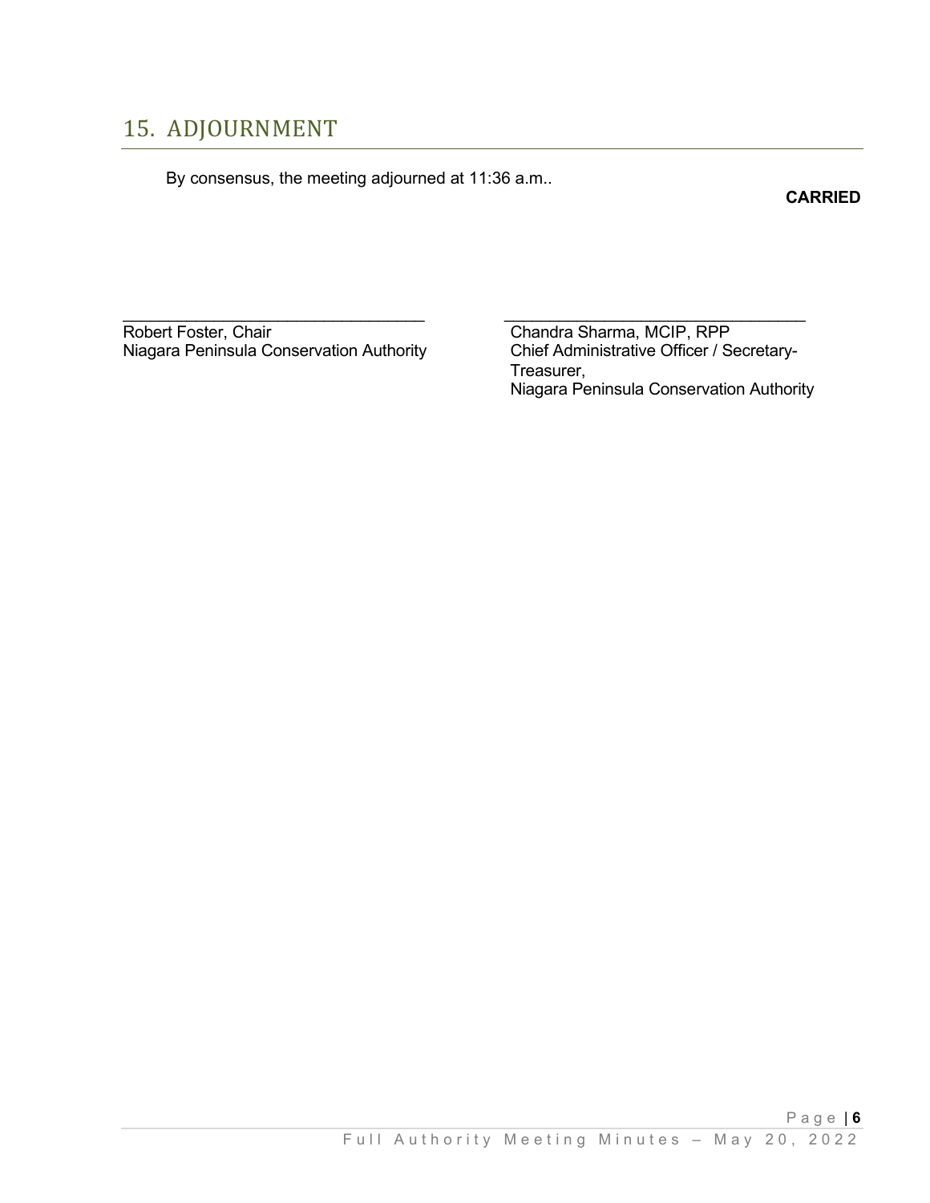## 15. ADJOURNMENT

By consensus, the meeting adjourned at 11:36 a.m..

**CARRIED**

\_\_\_\_\_\_\_\_\_\_\_\_\_\_\_\_\_\_\_\_\_\_\_\_\_\_\_\_\_\_\_\_\_\_
Robert Foster, Chair
Niagara Peninsula Conservation Authority

\_\_\_\_\_\_\_\_\_\_\_\_\_\_\_\_\_\_\_\_\_\_\_\_\_\_\_\_\_\_\_\_\_\_
Chandra Sharma, MCIP, RPP
Chief Administrative Officer / Secretary-Treasurer,
Niagara Peninsula Conservation Authority